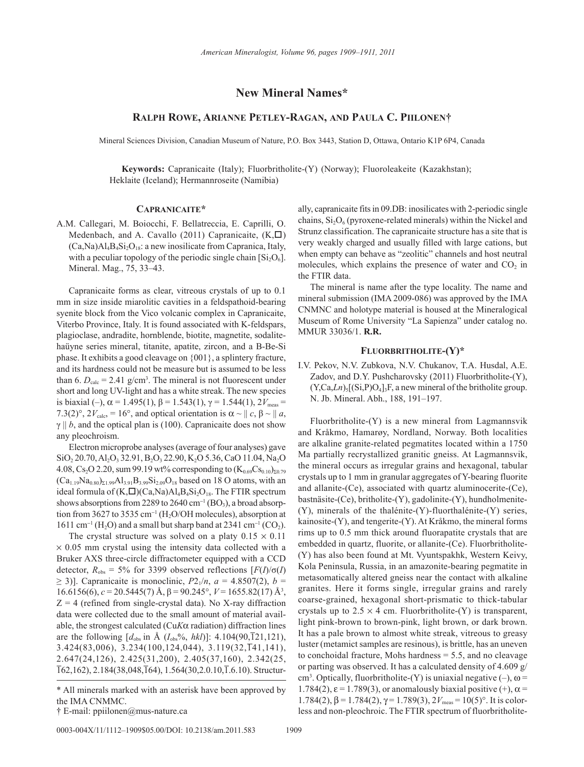# New Mineral Names*

## Ralph Rowe, Arianne Petley-Ragan, and Paula C. Piilonen†

Mineral Sciences Division, Canadian Museum of Nature, P.O. Box 3443, Station D, Ottawa, Ontario K1P 6P4, Canada

**Keywords:** Capranicaite (Italy); Fluorbritholite-(Y) (Norway); Fluoroleakeite (Kazakhstan); Heklaite (Iceland); Hermannroseite (Namibia)

### Capranicaite*

A.M. Callegari, M. Boiocchi, F. Bellatreccia, E. Caprilli, O. Medenbach, and A. Cavallo (2011) Capranicaite, $(K,\square)(Ca,Na)Al_4B_4Si_2O_{18}$: a new inosilicate from Capranica, Italy, with a peculiar topology of the periodic single chain $[Si_2O_6]$. Mineral. Mag., 75, 33–43.

Capranicaite forms as clear, vitreous crystals of up to 0.1 mm in size inside miarolitic cavities in a feldspathoid-bearing syenite block from the Vico volcanic complex in Capranicaite, Viterbo Province, Italy. It is found associated with K-feldspars, plagioclase, andradite, hornblende, biotite, magnetite, sodalite-haüyne series mineral, titanite, apatite, zircon, and a B-Be-Si phase. It exhibits a good cleavage on {001}, a splintery fracture, and its hardness could not be measure but is assumed to be less than 6. $D_{calc}$ = 2.41 g/cm³. The mineral is not fluorescent under short and long UV-light and has a white streak. The new species is biaxial (–), α = 1.495(1), β = 1.543(1), γ = 1.544(1), $2V_{meas}$ = 7.3(2)°, $2V_{calc}$ = 16°, and optical orientation is α ~ ‖ c, β ~ ‖ a, γ ‖ b, and the optical plan is (100). Capranicaite does not show any pleochroism.

Electron microprobe analyses (average of four analyses) gave $SiO_2$ 20.70, $Al_2O_3$ 32.91, $B_2O_3$ 22.90, $K_2O$ 5.36, CaO 11.04, $Na_2O$ 4.08, $Cs_2O$ 2.20, sum 99.19 wt% corresponding to $(K_{0.69}Cs_{0.10})_{\Sigma 0.79}(Ca_{1.19}Na_{0.80})_{\Sigma 1.99}Al_{3.91}B_{3.99}Si_{2.09}O_{18}$ based on 18 O atoms, with an ideal formula of $(K,\square)(Ca,Na)Al_4B_4Si_2O_{18}$. The FTIR spectrum shows absorptions from 2289 to 2640 cm⁻¹ ($BO_3$), a broad absorption from 3627 to 3535 cm⁻¹ ($H_2O$/OH molecules), absorption at 1611 cm⁻¹ ($H_2O$) and a small but sharp band at 2341 cm⁻¹ ($CO_2$).

The crystal structure was solved on a platy 0.15 × 0.11 × 0.05 mm crystal using the intensity data collected with a Bruker AXS three-circle diffractometer equipped with a CCD detector, $R_{obs}$ = 5% for 3399 observed reflections [$F(I)/\sigma(I) \geq 3$)]. Capranicaite is monoclinic, $P2_1/n$, a = 4.8507(2), b = 16.6156(6), c = 20.5445(7) Å, β = 90.245°, V = 1655.82(17) Å³, Z = 4 (refined from single-crystal data). No X-ray diffraction data were collected due to the small amount of material available, the strongest calculated (Cu$K\alpha$ radiation) diffraction lines are the following [$d_{obs}$ in Å ($I_{obs}$%, hkl)]: 4.104(90,$\bar{1}$21,121), 3.424(83,006), 3.234(100,124,044), 3.119(32,$\bar{1}$41,141), 2.647(24,126), 2.425(31,200), 2.405(37,160), 2.342(25, $\bar{1}$62,162), 2.184(38,048,$\bar{1}$64), 1.564(30,2.0.10,$\bar{1}$.6.10). Structurally, capranicaite fits in 09.DB: inosilicates with 2-periodic single chains, $Si_2O_6$ (pyroxene-related minerals) within the Nickel and Strunz classification. The capranicaite structure has a site that is very weakly charged and usually filled with large cations, but when empty can behave as "zeolitic" channels and host neutral molecules, which explains the presence of water and $CO_2$ in the FTIR data.

The mineral is name after the type locality. The name and mineral submission (IMA 2009-086) was approved by the IMA CNMNC and holotype material is housed at the Mineralogical Museum of Rome University "La Sapienza" under catalog no. MMUR 33036/1. **R.R.**

### Fluorbritholite-(Y)*

I.V. Pekov, N.V. Zubkova, N.V. Chukanov, T.A. Husdal, A.E. Zadov, and D.Y. Pushcharovsky (2011) Fluorbritholite-(Y), $(Y,Ca,Ln)_5[(Si,P)O_4]_3F$, a new mineral of the britholite group. N. Jb. Mineral. Abh., 188, 191–197.

Fluorbritholite-(Y) is a new mineral from Lagmannsvik and Kråkmo, Hamarøy, Nordland, Norway. Both localities are alkaline granite-related pegmatites located within a 1750 Ma partially recrystallized granitic gneiss. At Lagmannsvik, the mineral occurs as irregular grains and hexagonal, tabular crystals up to 1 mm in granular aggregates of Y-bearing fluorite and allanite-(Ce), associated with quartz aluminocerite-(Ce), bastnäsite-(Ce), britholite-(Y), gadolinite-(Y), hundholmenite-(Y), minerals of the thalénite-(Y)-fluorthalénite-(Y) series, kainosite-(Y), and tengerite-(Y). At Kråkmo, the mineral forms rims up to 0.5 mm thick around fluorapatite crystals that are embedded in quartz, fluorite, or allanite-(Ce). Fluorbritholite-(Y) has also been found at Mt. Vyuntspakhk, Western Keivy, Kola Peninsula, Russia, in an amazonite-bearing pegmatite in metasomatically altered gneiss near the contact with alkaline granites. Here it forms single, irregular grains and rarely coarse-grained, hexagonal short-prismatic to thick-tabular crystals up to 2.5 × 4 cm. Fluorbritholite-(Y) is transparent, light pink-brown to brown-pink, light brown, or dark brown. It has a pale brown to almost white streak, vitreous to greasy luster (metamict samples are resinous), is brittle, has an uneven to conchoidal fracture, Mohs hardness = 5.5, and no cleavage or parting was observed. It has a calculated density of 4.609 g/cm³. Optically, fluorbritholite-(Y) is uniaxial negative (–), ω = 1.784(2), ε = 1.789(3), or anomalously biaxial positive (+), α = 1.784(2), β = 1.784(2), γ = 1.789(3), $2V_{meas}$ = 10(5)°. It is colorless and non-pleochroic. The FTIR spectrum of fluorbritholite-

\* All minerals marked with an asterisk have been approved by the IMA CNMMC.

† E-mail: ppiilonen@mus-nature.ca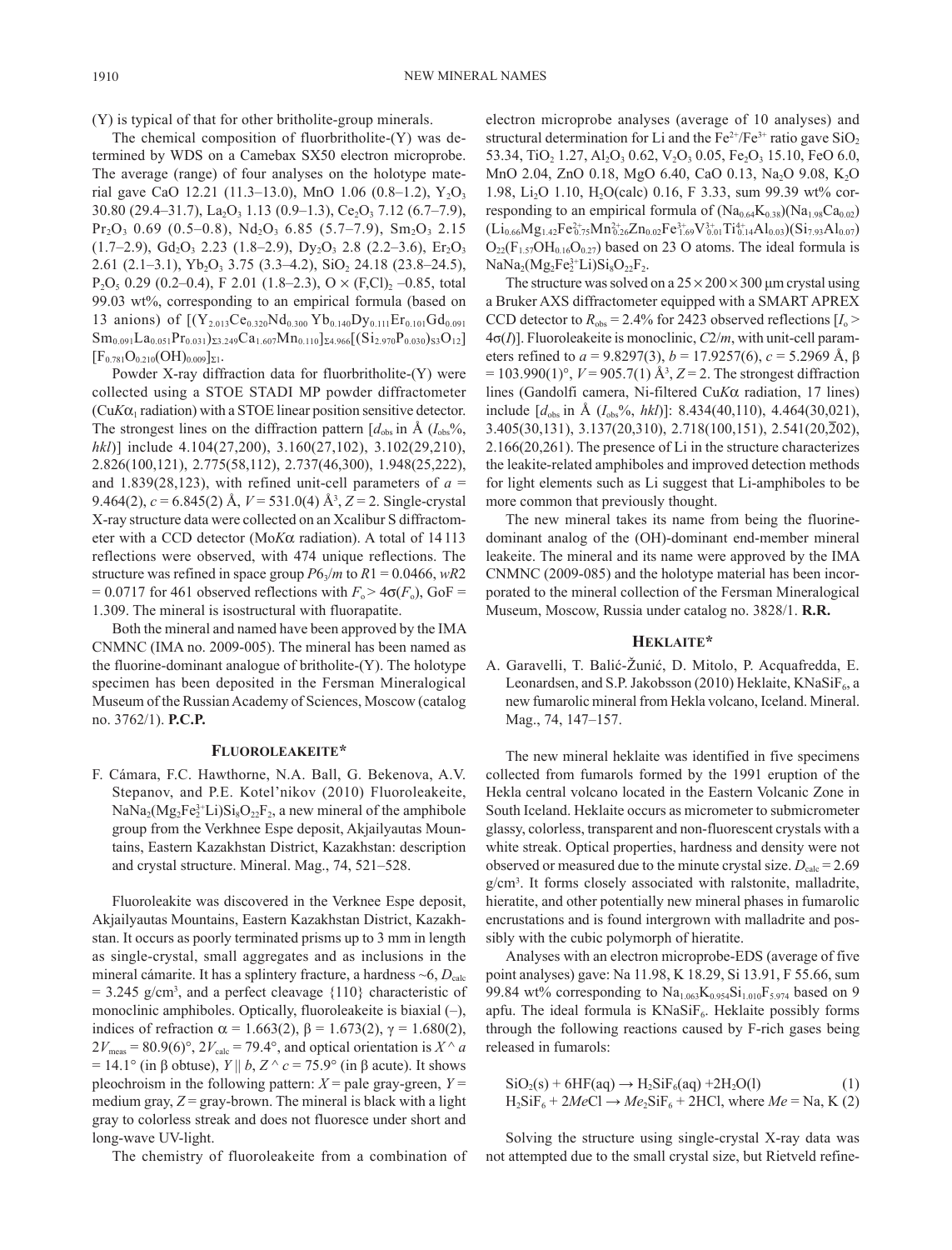(Y) is typical of that for other britholite-group minerals.

The chemical composition of fluorbritholite-(Y) was determined by WDS on a Camebax SX50 electron microprobe. The average (range) of four analyses on the holotype material gave CaO 12.21 (11.3–13.0), MnO 1.06 (0.8–1.2), $Y_2O_3$ 30.80 (29.4–31.7), $La_2O_3$ 1.13 (0.9–1.3), $Ce_2O_3$ 7.12 (6.7–7.9), $Pr_2O_3$ 0.69 (0.5–0.8), $Nd_2O_3$ 6.85 (5.7–7.9), $Sm_2O_3$ 2.15 (1.7–2.9), $Gd_2O_3$ 2.23 (1.8–2.9), $Dy_2O_3$ 2.8 (2.2–3.6), $Er_2O_3$ 2.61 (2.1–3.1), $Yb_2O_3$ 3.75 (3.3–4.2), $SiO_2$ 24.18 (23.8–24.5), $P_2O_5$ 0.29 (0.2–0.4), F 2.01 (1.8–2.3), O × $(F,Cl)_2$ –0.85, total 99.03 wt%, corresponding to an empirical formula (based on 13 anions) of $[(Y_{2.013}Ce_{0.320}Nd_{0.300}Yb_{0.140}Dy_{0.111}Er_{0.101}Gd_{0.091}Sm_{0.091}La_{0.051}Pr_{0.031})_{\Sigma 3.249}Ca_{1.607}Mn_{0.110}]_{\Sigma 4.966}[(Si_{2.970}P_{0.030})_{\Sigma 3}O_{12}][F_{0.781}O_{0.210}(OH)_{0.009}]_{\Sigma 1}$.

Powder X-ray diffraction data for fluorbritholite-(Y) were collected using a STOE STADI MP powder diffractometer ($CuK\alpha_1$ radiation) with a STOE linear position sensitive detector. The strongest lines on the diffraction pattern [$d_{obs}$ in Å ($I_{obs}$%, *hkl*)] include 4.104(27,200), 3.160(27,102), 3.102(29,210), 2.826(100,121), 2.775(58,112), 2.737(46,300), 1.948(25,222), and 1.839(28,123), with refined unit-cell parameters of $a$ = 9.464(2), $c$ = 6.845(2) Å, $V$ = 531.0(4) Å$^3$, $Z$ = 2. Single-crystal X-ray structure data were collected on an Xcalibur S diffractometer with a CCD detector ($MoK\alpha$ radiation). A total of 14113 reflections were observed, with 474 unique reflections. The structure was refined in space group $P6_3/m$ to $R1$ = 0.0466, $wR2$ = 0.0717 for 461 observed reflections with $F_o > 4\sigma(F_o)$, GoF = 1.309. The mineral is isostructural with fluorapatite.

Both the mineral and named have been approved by the IMA CNMNC (IMA no. 2009-005). The mineral has been named as the fluorine-dominant analogue of britholite-(Y). The holotype specimen has been deposited in the Fersman Mineralogical Museum of the Russian Academy of Sciences, Moscow (catalog no. 3762/1). **P.C.P.**

## Fluoroleakeite*

F. Cámara, F.C. Hawthorne, N.A. Ball, G. Bekenova, A.V. Stepanov, and P.E. Kotel'nikov (2010) Fluoroleakeite, $NaNa_2(Mg_2Fe^{3+}_2Li)Si_8O_{22}F_2$, a new mineral of the amphibole group from the Verkhnee Espe deposit, Akjailyautas Mountains, Eastern Kazakhstan District, Kazakhstan: description and crystal structure. Mineral. Mag., 74, 521–528.

Fluoroleakite was discovered in the Verknee Espe deposit, Akjailyautas Mountains, Eastern Kazakhstan District, Kazakhstan. It occurs as poorly terminated prisms up to 3 mm in length as single-crystal, small aggregates and as inclusions in the mineral cámarite. It has a splintery fracture, a hardness ~6, $D_{calc}$ = 3.245 g/cm$^3$, and a perfect cleavage {110} characteristic of monoclinic amphiboles. Optically, fluoroleakeite is biaxial (–), indices of refraction $\alpha$ = 1.663(2), $\beta$ = 1.673(2), $\gamma$ = 1.680(2), $2V_{meas}$ = 80.9(6)°, $2V_{calc}$ = 79.4°, and optical orientation is $X \wedge a$ = 14.1° (in $\beta$ obtuse), $Y \parallel b$, $Z \wedge c$ = 75.9° (in $\beta$ acute). It shows pleochroism in the following pattern: $X$ = pale gray-green, $Y$ = medium gray, $Z$ = gray-brown. The mineral is black with a light gray to colorless streak and does not fluoresce under short and long-wave UV-light.

The chemistry of fluoroleakeite from a combination of electron microprobe analyses (average of 10 analyses) and structural determination for Li and the $Fe^{2+}/Fe^{3+}$ ratio gave $SiO_2$ 53.34, $TiO_2$ 1.27, $Al_2O_3$ 0.62, $V_2O_3$ 0.05, $Fe_2O_3$ 15.10, FeO 6.0, MnO 2.04, ZnO 0.18, MgO 6.40, CaO 0.13, $Na_2O$ 9.08, $K_2O$ 1.98, $Li_2O$ 1.10, $H_2O$(calc) 0.16, F 3.33, sum 99.39 wt% corresponding to an empirical formula of $(Na_{0.64}K_{0.38})(Na_{1.98}Ca_{0.02})(Li_{0.66}Mg_{1.42}Fe^{2+}_{0.75}Mn^{2+}_{0.26}Zn_{0.02}Fe^{3+}_{1.69}V^{3+}_{0.01}Ti^{4+}_{0.14}Al_{0.03})(Si_{7.93}Al_{0.07})O_{22}(F_{1.57}OH_{0.16}O_{0.27})$ based on 23 O atoms. The ideal formula is $NaNa_2(Mg_2Fe^{3+}_2Li)Si_8O_{22}F_2$.

The structure was solved on a 25 × 200 × 300 μm crystal using a Bruker AXS diffractometer equipped with a SMART APREX CCD detector to $R_{obs}$ = 2.4% for 2423 observed reflections [$I_o > 4\sigma(I)$]. Fluoroleakeite is monoclinic, $C2/m$, with unit-cell parameters refined to $a$ = 9.8297(3), $b$ = 17.9257(6), $c$ = 5.2969 Å, $\beta$ = 103.990(1)°, $V$ = 905.7(1) Å$^3$, $Z$ = 2. The strongest diffraction lines (Gandolfi camera, Ni-filtered $CuK\alpha$ radiation, 17 lines) include [$d_{obs}$ in Å ($I_{obs}$%, *hkl*)]: 8.434(40,110), 4.464(30,021), 3.405(30,131), 3.137(20,310), 2.718(100,151), 2.541(20,$\bar{2}$02), 2.166(20,261). The presence of Li in the structure characterizes the leakite-related amphiboles and improved detection methods for light elements such as Li suggest that Li-amphiboles to be more common that previously thought.

The new mineral takes its name from being the fluorine-dominant analog of the (OH)-dominant end-member mineral leakeite. The mineral and its name were approved by the IMA CNMNC (2009-085) and the holotype material has been incorporated to the mineral collection of the Fersman Mineralogical Museum, Moscow, Russia under catalog no. 3828/1. **R.R.**

## Heklaite*

A. Garavelli, T. Balić-Žunić, D. Mitolo, P. Acquafredda, E. Leonardsen, and S.P. Jakobsson (2010) Heklaite, $KNaSiF_6$, a new fumarolic mineral from Hekla volcano, Iceland. Mineral. Mag., 74, 147–157.

The new mineral heklaite was identified in five specimens collected from fumarols formed by the 1991 eruption of the Hekla central volcano located in the Eastern Volcanic Zone in South Iceland. Heklaite occurs as micrometer to submicrometer glassy, colorless, transparent and non-fluorescent crystals with a white streak. Optical properties, hardness and density were not observed or measured due to the minute crystal size. $D_{calc}$ = 2.69 g/cm$^3$. It forms closely associated with ralstonite, malladrite, hieratite, and other potentially new mineral phases in fumarolic encrustations and is found intergrown with malladrite and possibly with the cubic polymorph of hieratite.

Analyses with an electron microprobe-EDS (average of five point analyses) gave: Na 11.98, K 18.29, Si 13.91, F 55.66, sum 99.84 wt% corresponding to $Na_{1.063}K_{0.954}Si_{1.010}F_{5.974}$ based on 9 apfu. The ideal formula is $KNaSiF_6$. Heklaite possibly forms through the following reactions caused by F-rich gases being released in fumarols:

$$SiO_2(s) + 6HF(aq) \rightarrow H_2SiF_6(aq) + 2H_2O(l) \quad (1)$$

$$H_2SiF_6 + 2MeCl \rightarrow Me_2SiF_6 + 2HCl, \text{ where } Me = \text{Na, K} \quad (2)$$

Solving the structure using single-crystal X-ray data was not attempted due to the small crystal size, but Rietveld refine-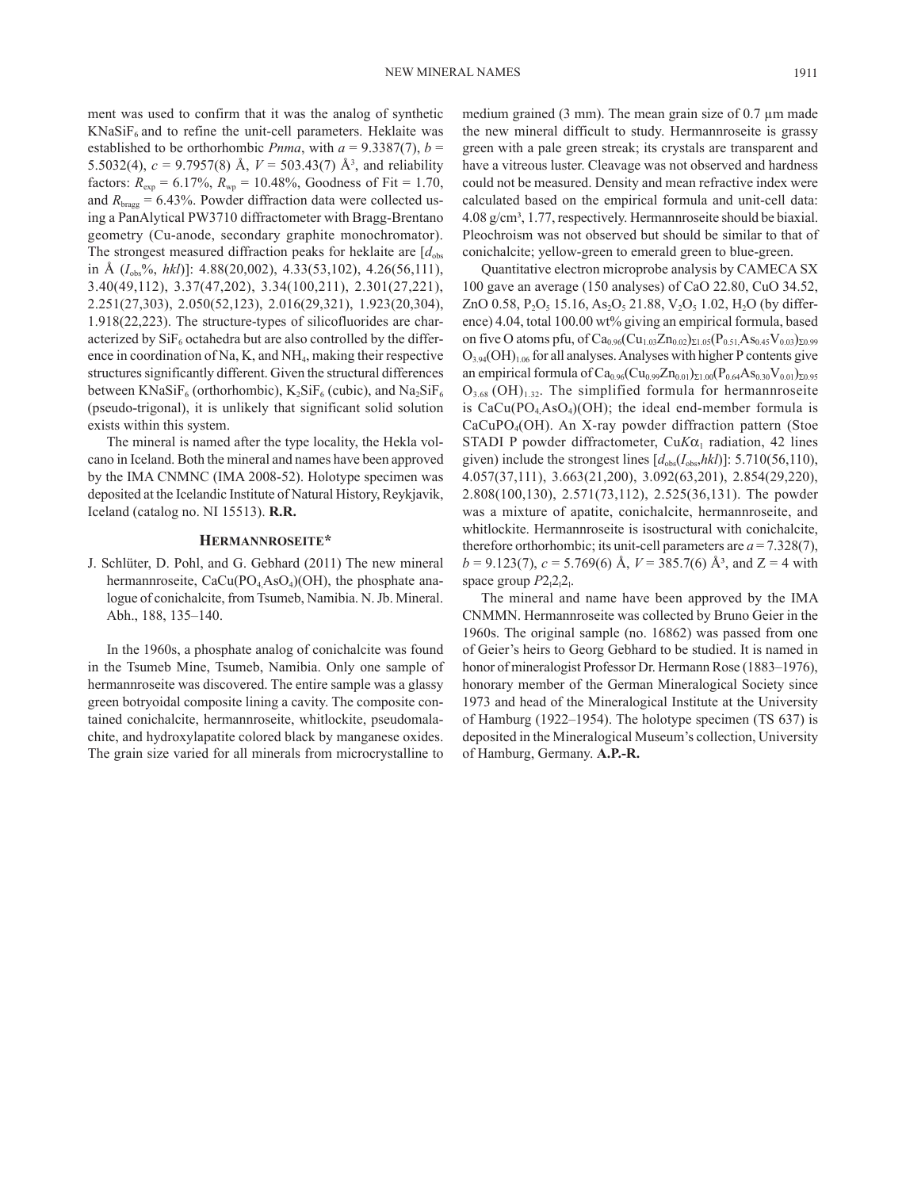ment was used to confirm that it was the analog of synthetic $KNaSiF_6$ and to refine the unit-cell parameters. Heklaite was established to be orthorhombic *Pnma*, with $a$ = 9.3387(7), $b$ = 5.5032(4), $c$ = 9.7957(8) Å, $V$ = 503.43(7) Å³, and reliability factors: $R_{exp}$ = 6.17%, $R_{wp}$ = 10.48%, Goodness of Fit = 1.70, and $R_{bragg}$ = 6.43%. Powder diffraction data were collected using a PanAlytical PW3710 diffractometer with Bragg-Brentano geometry (Cu-anode, secondary graphite monochromator). The strongest measured diffraction peaks for heklaite are [$d_{obs}$ in Å ($I_{obs}$%, *hkl*)]: 4.88(20,002), 4.33(53,102), 4.26(56,111), 3.40(49,112), 3.37(47,202), 3.34(100,211), 2.301(27,221), 2.251(27,303), 2.050(52,123), 2.016(29,321), 1.923(20,304), 1.918(22,223). The structure-types of silicofluorides are characterized by $SiF_6$ octahedra but are also controlled by the difference in coordination of Na, K, and $NH_4$, making their respective structures significantly different. Given the structural differences between $KNaSiF_6$ (orthorhombic), $K_2SiF_6$ (cubic), and $Na_2SiF_6$ (pseudo-trigonal), it is unlikely that significant solid solution exists within this system.

The mineral is named after the type locality, the Hekla volcano in Iceland. Both the mineral and names have been approved by the IMA CNMNC (IMA 2008-52). Holotype specimen was deposited at the Icelandic Institute of Natural History, Reykjavik, Iceland (catalog no. NI 15513). **R.R.**

## Hermannroseite*

J. Schlüter, D. Pohl, and G. Gebhard (2011) The new mineral hermannroseite, $CaCu(PO_4,AsO_4)(OH)$, the phosphate analogue of conichalcite, from Tsumeb, Namibia. N. Jb. Mineral. Abh., 188, 135–140.

In the 1960s, a phosphate analog of conichalcite was found in the Tsumeb Mine, Tsumeb, Namibia. Only one sample of hermannroseite was discovered. The entire sample was a glassy green botryoidal composite lining a cavity. The composite contained conichalcite, hermannroseite, whitlockite, pseudomalachite, and hydroxylapatite colored black by manganese oxides. The grain size varied for all minerals from microcrystalline to medium grained (3 mm). The mean grain size of 0.7 μm made the new mineral difficult to study. Hermannroseite is grassy green with a pale green streak; its crystals are transparent and have a vitreous luster. Cleavage was not observed and hardness could not be measured. Density and mean refractive index were calculated based on the empirical formula and unit-cell data: 4.08 g/cm³, 1.77, respectively. Hermannroseite should be biaxial. Pleochroism was not observed but should be similar to that of conichalcite; yellow-green to emerald green to blue-green.

Quantitative electron microprobe analysis by CAMECA SX 100 gave an average (150 analyses) of CaO 22.80, CuO 34.52, ZnO 0.58, $P_2O_5$ 15.16, $As_2O_5$ 21.88, $V_2O_5$ 1.02, $H_2O$ (by difference) 4.04, total 100.00 wt% giving an empirical formula, based on five O atoms pfu, of $Ca_{0.96}(Cu_{1.03}Zn_{0.02})_{\Sigma 1.05}(P_{0.51}As_{0.45}V_{0.03})_{\Sigma 0.99}O_{3.94}(OH)_{1.06}$ for all analyses. Analyses with higher P contents give an empirical formula of $Ca_{0.96}(Cu_{0.99}Zn_{0.01})_{\Sigma 1.00}(P_{0.64}As_{0.30}V_{0.01})_{\Sigma 0.95}O_{3.68}(OH)_{1.32}$. The simplified formula for hermannroseite is $CaCu(PO_4,AsO_4)(OH)$; the ideal end-member formula is $CaCuPO_4(OH)$. An X-ray powder diffraction pattern (Stoe STADI P powder diffractometer, Cu$K\alpha_1$ radiation, 42 lines given) include the strongest lines [$d_{obs}$($I_{obs}$,*hkl*)]: 5.710(56,110), 4.057(37,111), 3.663(21,200), 3.092(63,201), 2.854(29,220), 2.808(100,130), 2.571(73,112), 2.525(36,131). The powder was a mixture of apatite, conichalcite, hermannroseite, and whitlockite. Hermannroseite is isostructural with conichalcite, therefore orthorhombic; its unit-cell parameters are $a$ = 7.328(7), $b$ = 9.123(7), $c$ = 5.769(6) Å, $V$ = 385.7(6) Å³, and Z = 4 with space group $P2_12_12_1$.

The mineral and name have been approved by the IMA CNMMN. Hermannroseite was collected by Bruno Geier in the 1960s. The original sample (no. 16862) was passed from one of Geier's heirs to Georg Gebhard to be studied. It is named in honor of mineralogist Professor Dr. Hermann Rose (1883–1976), honorary member of the German Mineralogical Society since 1973 and head of the Mineralogical Institute at the University of Hamburg (1922–1954). The holotype specimen (TS 637) is deposited in the Mineralogical Museum's collection, University of Hamburg, Germany. **A.P.-R.**